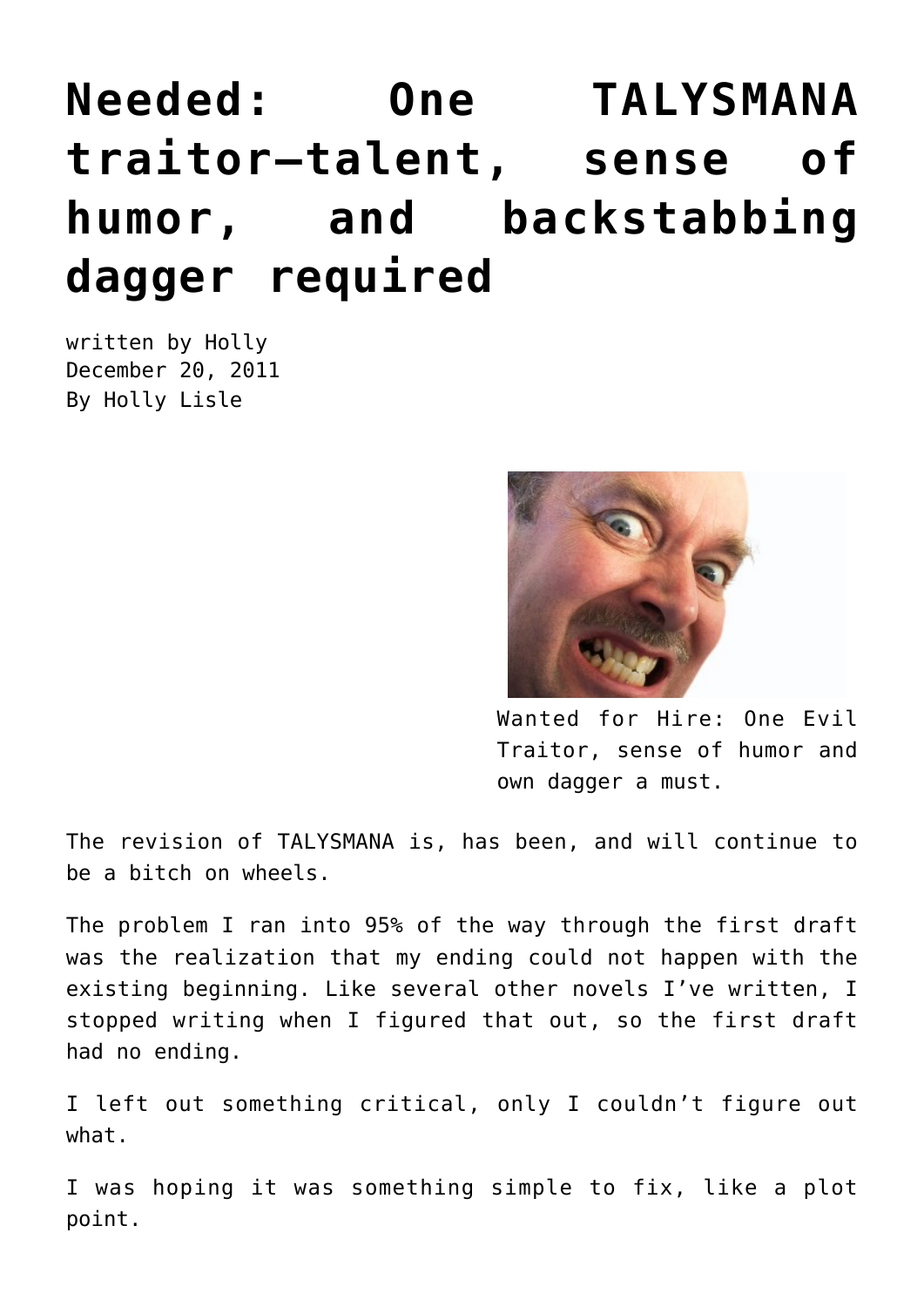# Needed: One TALYSMANA traitor—talent, sense of humor, and backstabbing dagger required

written by Holly
December 20, 2011
By Holly Lisle

Wanted for Hire: One Evil Traitor, sense of humor and own dagger a must.

The revision of TALYSMANA is, has been, and will continue to be a bitch on wheels.

The problem I ran into 95% of the way through the first draft was the realization that my ending could not happen with the existing beginning. Like several other novels I've written, I stopped writing when I figured that out, so the first draft had no ending.

I left out something critical, only I couldn't figure out what.

I was hoping it was something simple to fix, like a plot point.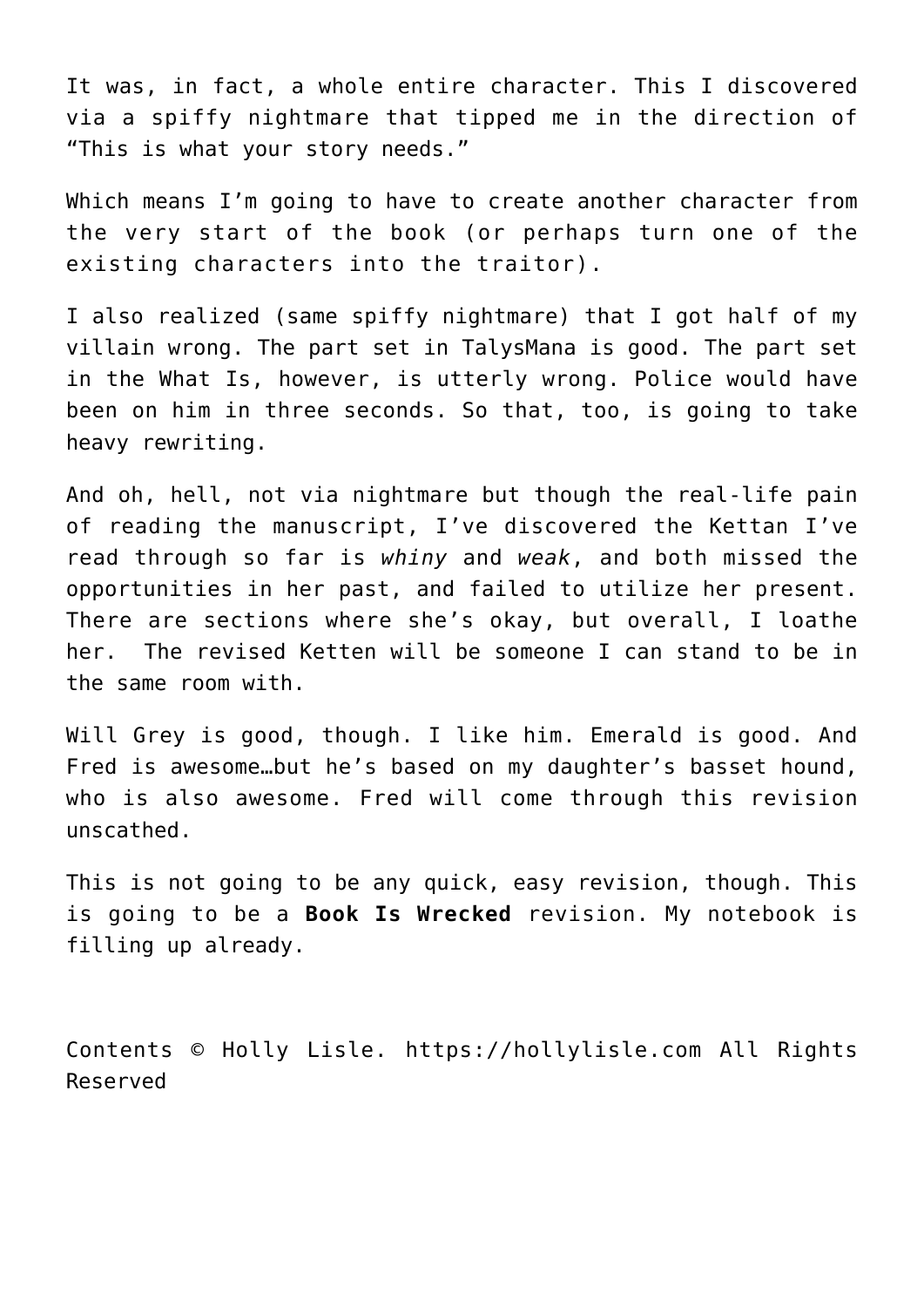It was, in fact, a whole entire character. This I discovered via a spiffy nightmare that tipped me in the direction of "This is what your story needs."

Which means I'm going to have to create another character from the very start of the book (or perhaps turn one of the existing characters into the traitor).

I also realized (same spiffy nightmare) that I got half of my villain wrong. The part set in TalysMana is good. The part set in the What Is, however, is utterly wrong. Police would have been on him in three seconds. So that, too, is going to take heavy rewriting.

And oh, hell, not via nightmare but though the real-life pain of reading the manuscript, I've discovered the Kettan I've read through so far is *whiny* and *weak*, and both missed the opportunities in her past, and failed to utilize her present. There are sections where she's okay, but overall, I loathe her. The revised Ketten will be someone I can stand to be in the same room with.

Will Grey is good, though. I like him. Emerald is good. And Fred is awesome…but he's based on my daughter's basset hound, who is also awesome. Fred will come through this revision unscathed.

This is not going to be any quick, easy revision, though. This is going to be a **Book Is Wrecked** revision. My notebook is filling up already.

Contents © Holly Lisle. https://hollylisle.com All Rights Reserved